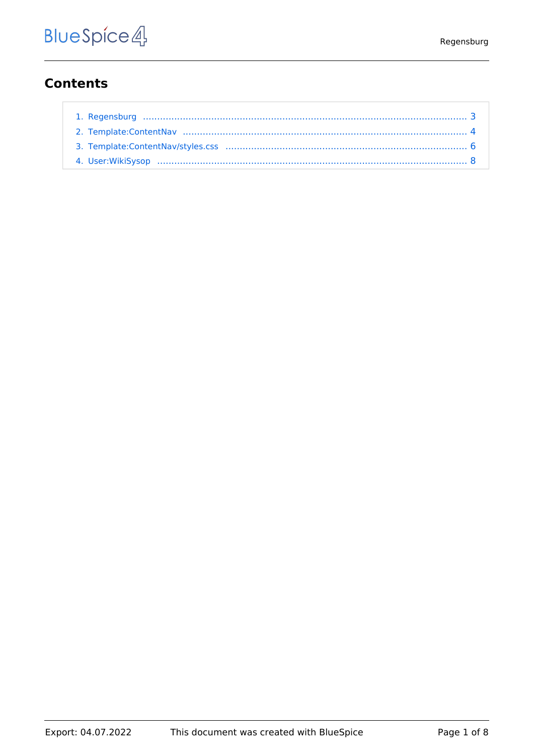## Contents

1. Regensburg ..................................................... 3
2. Template:ContentNav ..................................................... 4
3. Template:ContentNav/styles.css ..................................................... 6
4. User:WikiSysop ..................................................... 8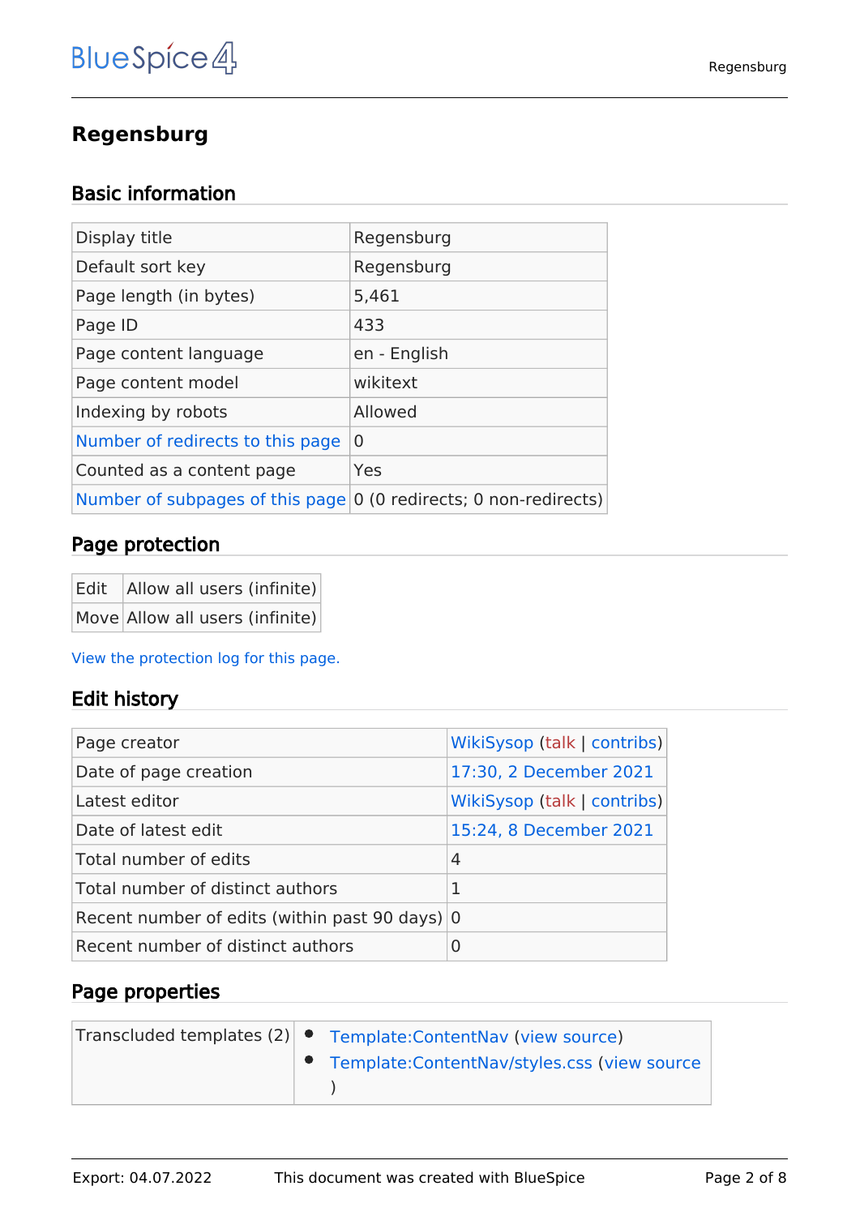# Regensburg

## Basic information

| | |
|---|---|
| Display title | Regensburg |
| Default sort key | Regensburg |
| Page length (in bytes) | 5,461 |
| Page ID | 433 |
| Page content language | en - English |
| Page content model | wikitext |
| Indexing by robots | Allowed |
| Number of redirects to this page | 0 |
| Counted as a content page | Yes |
| Number of subpages of this page | 0 (0 redirects; 0 non-redirects) |

## Page protection

| | |
|---|---|
| Edit | Allow all users (infinite) |
| Move | Allow all users (infinite) |

View the protection log for this page.

## Edit history

| | |
|---|---|
| Page creator | WikiSysop (talk \| contribs) |
| Date of page creation | 17:30, 2 December 2021 |
| Latest editor | WikiSysop (talk \| contribs) |
| Date of latest edit | 15:24, 8 December 2021 |
| Total number of edits | 4 |
| Total number of distinct authors | 1 |
| Recent number of edits (within past 90 days) | 0 |
| Recent number of distinct authors | 0 |

## Page properties

| | |
|---|---|
| Transcluded templates (2) | • Template:ContentNav (view source)<br>• Template:ContentNav/styles.css (view source) |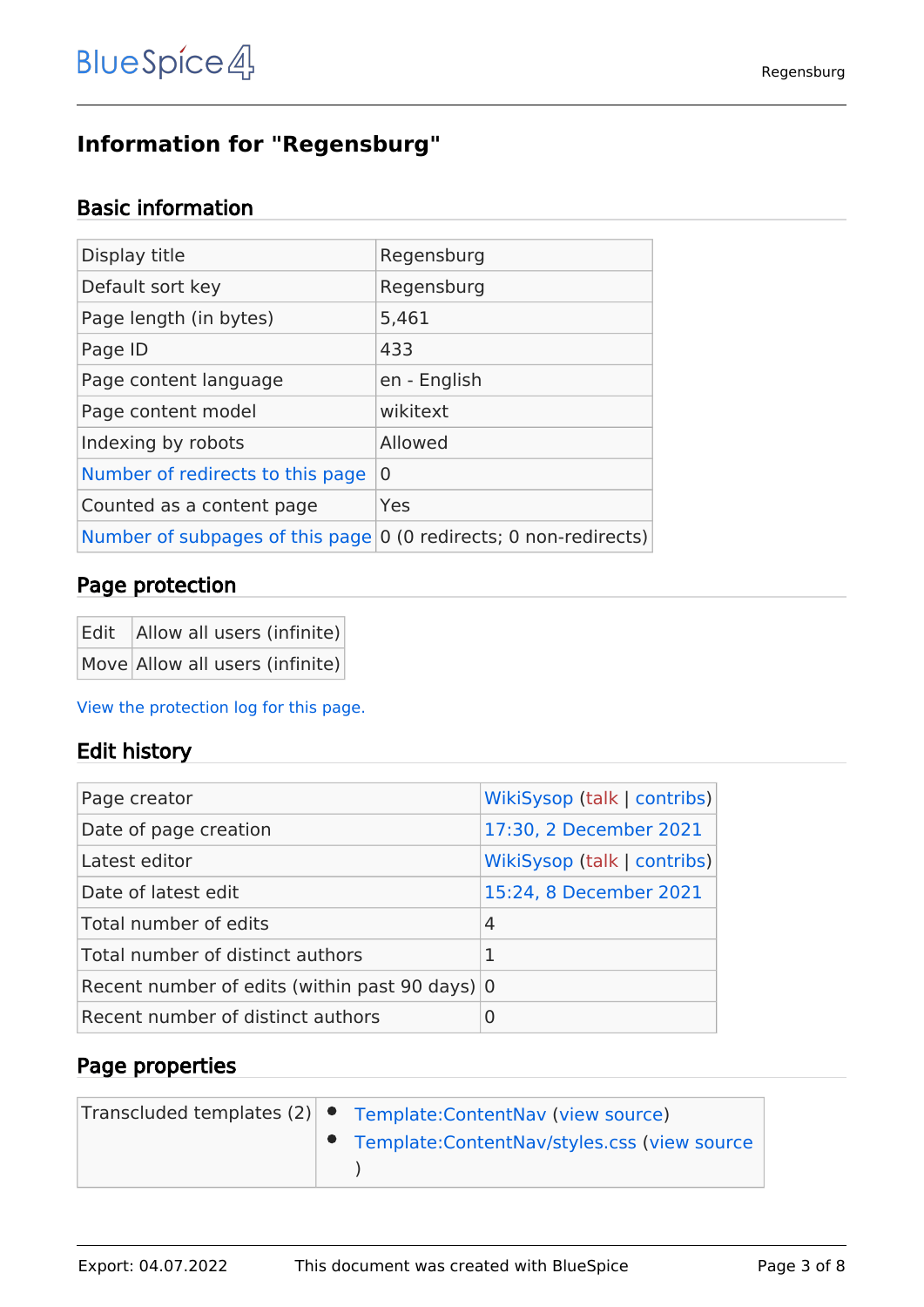# Information for "Regensburg"

## Basic information

| | |
|---|---|
| Display title | Regensburg |
| Default sort key | Regensburg |
| Page length (in bytes) | 5,461 |
| Page ID | 433 |
| Page content language | en - English |
| Page content model | wikitext |
| Indexing by robots | Allowed |
| Number of redirects to this page | 0 |
| Counted as a content page | Yes |
| Number of subpages of this page | 0 (0 redirects; 0 non-redirects) |

## Page protection

| | |
|---|---|
| Edit | Allow all users (infinite) |
| Move | Allow all users (infinite) |

View the protection log for this page.

## Edit history

| | |
|---|---|
| Page creator | WikiSysop (talk \| contribs) |
| Date of page creation | 17:30, 2 December 2021 |
| Latest editor | WikiSysop (talk \| contribs) |
| Date of latest edit | 15:24, 8 December 2021 |
| Total number of edits | 4 |
| Total number of distinct authors | 1 |
| Recent number of edits (within past 90 days) | 0 |
| Recent number of distinct authors | 0 |

## Page properties

| | |
|---|---|
| Transcluded templates (2) | • Template:ContentNav (view source)<br>• Template:ContentNav/styles.css (view source) |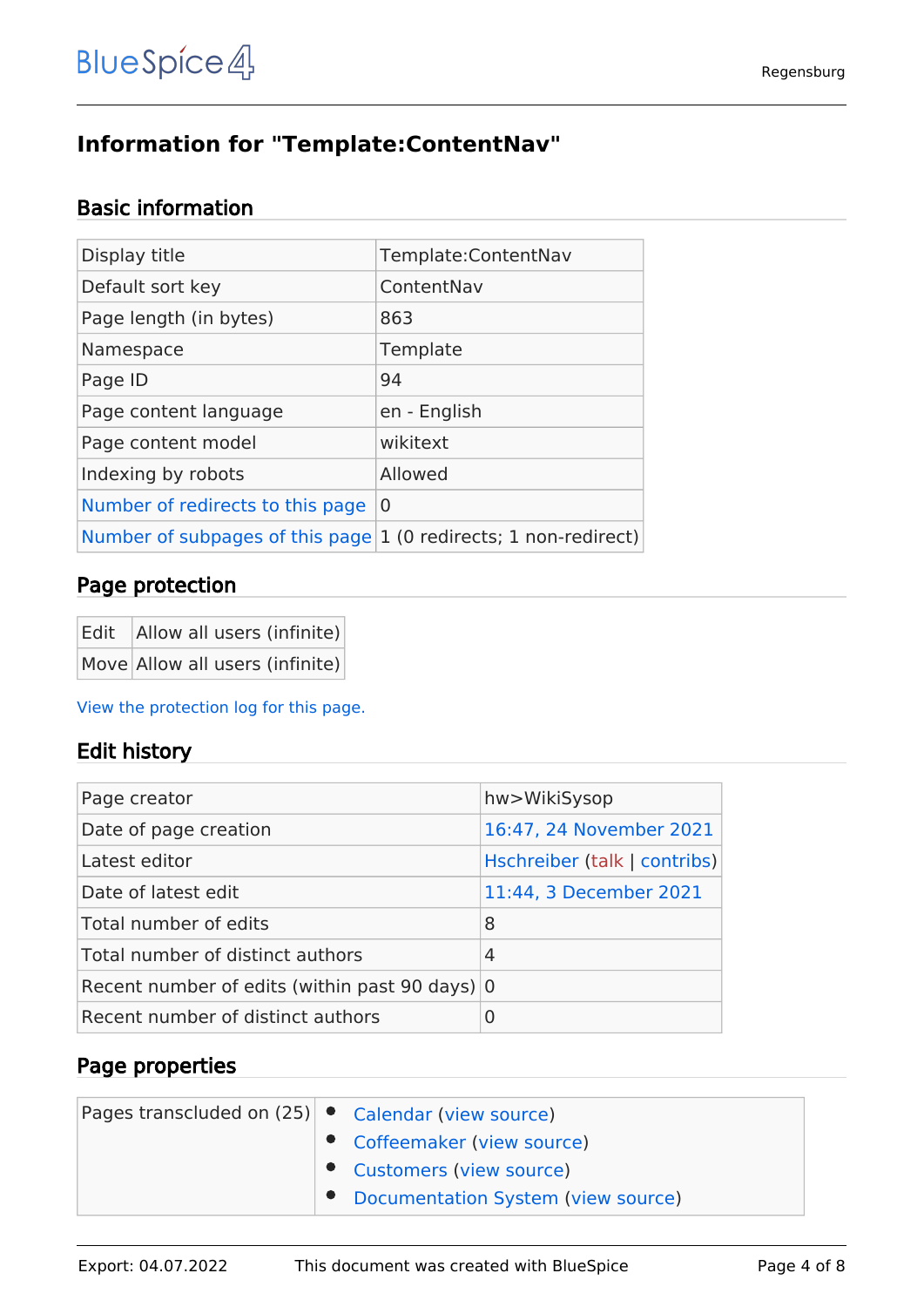# Information for "Template:ContentNav"

## Basic information

| Display title | Template:ContentNav |
|---|---|
| Default sort key | ContentNav |
| Page length (in bytes) | 863 |
| Namespace | Template |
| Page ID | 94 |
| Page content language | en - English |
| Page content model | wikitext |
| Indexing by robots | Allowed |
| Number of redirects to this page | 0 |
| Number of subpages of this page | 1 (0 redirects; 1 non-redirect) |

## Page protection

| Edit | Allow all users (infinite) |
|---|---|
| Move | Allow all users (infinite) |

View the protection log for this page.

## Edit history

| Page creator | hw>WikiSysop |
|---|---|
| Date of page creation | 16:47, 24 November 2021 |
| Latest editor | Hschreiber (talk \| contribs) |
| Date of latest edit | 11:44, 3 December 2021 |
| Total number of edits | 8 |
| Total number of distinct authors | 4 |
| Recent number of edits (within past 90 days) | 0 |
| Recent number of distinct authors | 0 |

## Page properties

| Pages transcluded on (25) | • Calendar (view source)<br>• Coffeemaker (view source)<br>• Customers (view source)<br>• Documentation System (view source) |
|---|---|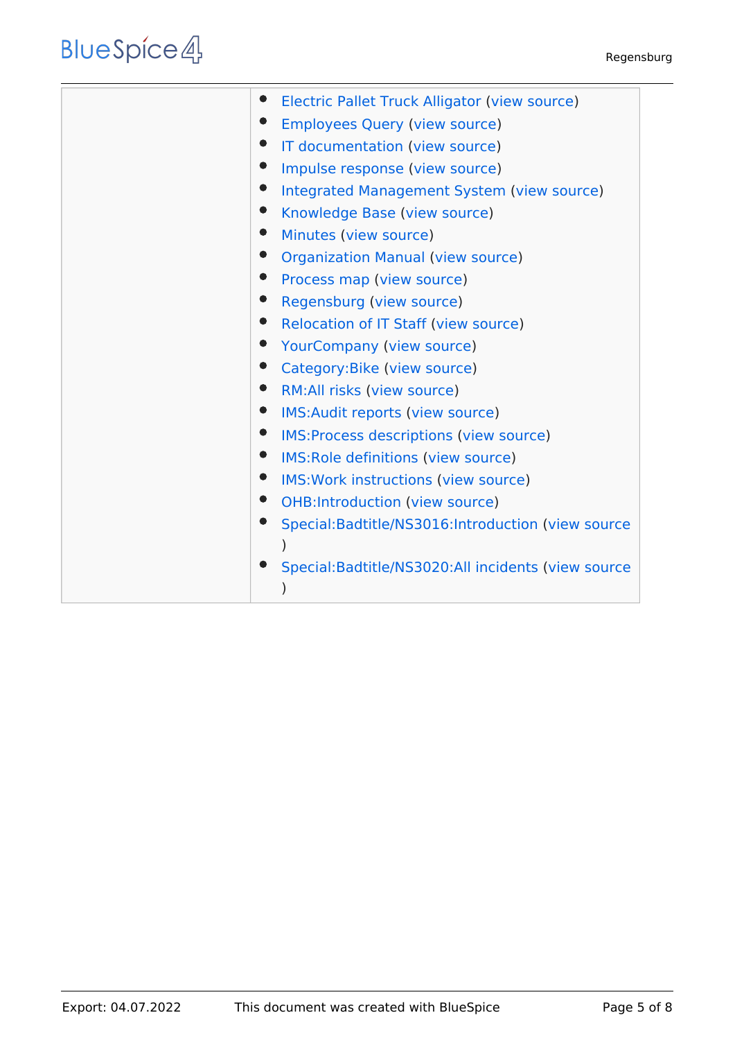| | |
|---|---|
| | - Electric Pallet Truck Alligator (view source)<br>- Employees Query (view source)<br>- IT documentation (view source)<br>- Impulse response (view source)<br>- Integrated Management System (view source)<br>- Knowledge Base (view source)<br>- Minutes (view source)<br>- Organization Manual (view source)<br>- Process map (view source)<br>- Regensburg (view source)<br>- Relocation of IT Staff (view source)<br>- YourCompany (view source)<br>- Category:Bike (view source)<br>- RM:All risks (view source)<br>- IMS:Audit reports (view source)<br>- IMS:Process descriptions (view source)<br>- IMS:Role definitions (view source)<br>- IMS:Work instructions (view source)<br>- OHB:Introduction (view source)<br>- Special:Badtitle/NS3016:Introduction (view source)<br>- Special:Badtitle/NS3020:All incidents (view source) |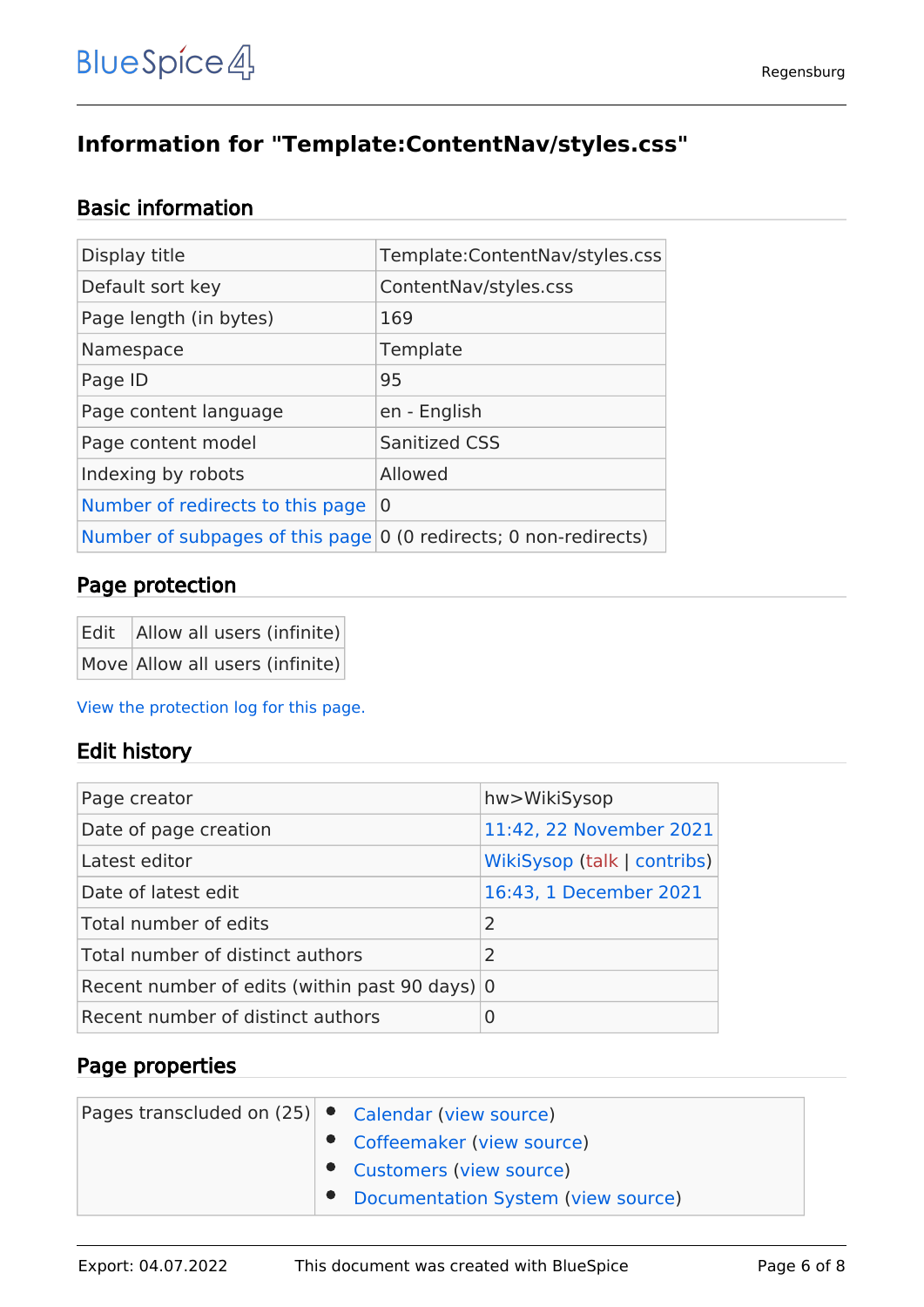# Information for "Template:ContentNav/styles.css"

## Basic information

| | |
|---|---|
| Display title | Template:ContentNav/styles.css |
| Default sort key | ContentNav/styles.css |
| Page length (in bytes) | 169 |
| Namespace | Template |
| Page ID | 95 |
| Page content language | en - English |
| Page content model | Sanitized CSS |
| Indexing by robots | Allowed |
| Number of redirects to this page | 0 |
| Number of subpages of this page | 0 (0 redirects; 0 non-redirects) |

## Page protection

| | |
|---|---|
| Edit | Allow all users (infinite) |
| Move | Allow all users (infinite) |

View the protection log for this page.

## Edit history

| | |
|---|---|
| Page creator | hw>WikiSysop |
| Date of page creation | 11:42, 22 November 2021 |
| Latest editor | WikiSysop (talk \| contribs) |
| Date of latest edit | 16:43, 1 December 2021 |
| Total number of edits | 2 |
| Total number of distinct authors | 2 |
| Recent number of edits (within past 90 days) | 0 |
| Recent number of distinct authors | 0 |

## Page properties

| | |
|---|---|
| Pages transcluded on (25) | • Calendar (view source)<br>• Coffeemaker (view source)<br>• Customers (view source)<br>• Documentation System (view source) |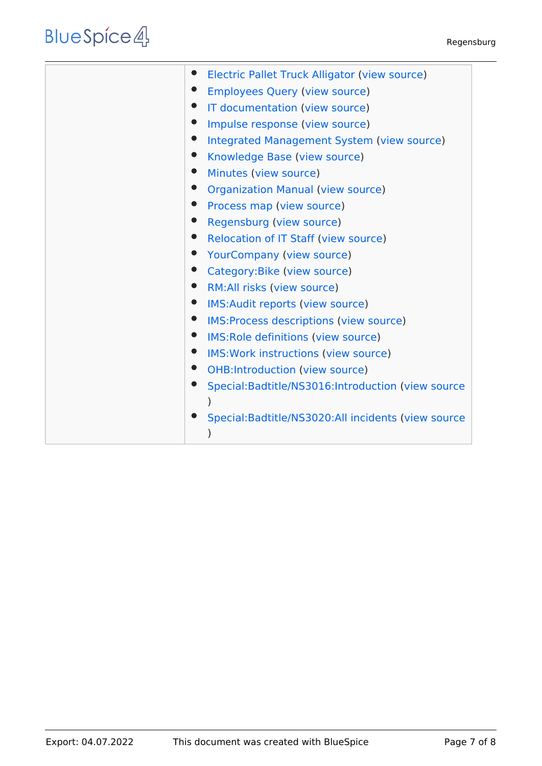| | |
|---|---|
| | <ul><li>Electric Pallet Truck Alligator (view source)</li><li>Employees Query (view source)</li><li>IT documentation (view source)</li><li>Impulse response (view source)</li><li>Integrated Management System (view source)</li><li>Knowledge Base (view source)</li><li>Minutes (view source)</li><li>Organization Manual (view source)</li><li>Process map (view source)</li><li>Regensburg (view source)</li><li>Relocation of IT Staff (view source)</li><li>YourCompany (view source)</li><li>Category:Bike (view source)</li><li>RM:All risks (view source)</li><li>IMS:Audit reports (view source)</li><li>IMS:Process descriptions (view source)</li><li>IMS:Role definitions (view source)</li><li>IMS:Work instructions (view source)</li><li>OHB:Introduction (view source)</li><li>Special:Badtitle/NS3016:Introduction (view source)</li><li>Special:Badtitle/NS3020:All incidents (view source)</li></ul> |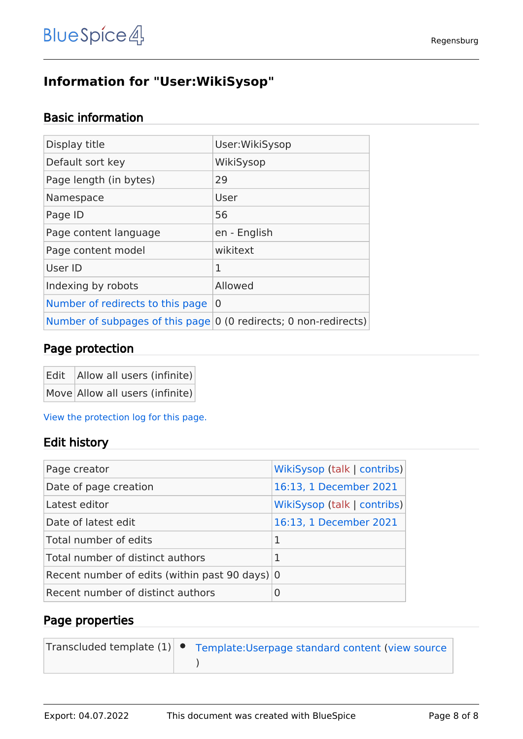## Information for "User:WikiSysop"

### Basic information

| | |
|---|---|
| Display title | User:WikiSysop |
| Default sort key | WikiSysop |
| Page length (in bytes) | 29 |
| Namespace | User |
| Page ID | 56 |
| Page content language | en - English |
| Page content model | wikitext |
| User ID | 1 |
| Indexing by robots | Allowed |
| Number of redirects to this page | 0 |
| Number of subpages of this page | 0 (0 redirects; 0 non-redirects) |

### Page protection

| | |
|---|---|
| Edit | Allow all users (infinite) |
| Move | Allow all users (infinite) |

View the protection log for this page.

### Edit history

| | |
|---|---|
| Page creator | WikiSysop (talk \| contribs) |
| Date of page creation | 16:13, 1 December 2021 |
| Latest editor | WikiSysop (talk \| contribs) |
| Date of latest edit | 16:13, 1 December 2021 |
| Total number of edits | 1 |
| Total number of distinct authors | 1 |
| Recent number of edits (within past 90 days) | 0 |
| Recent number of distinct authors | 0 |

### Page properties

| | |
|---|---|
| Transcluded template (1) | • Template:Userpage standard content (view source) |